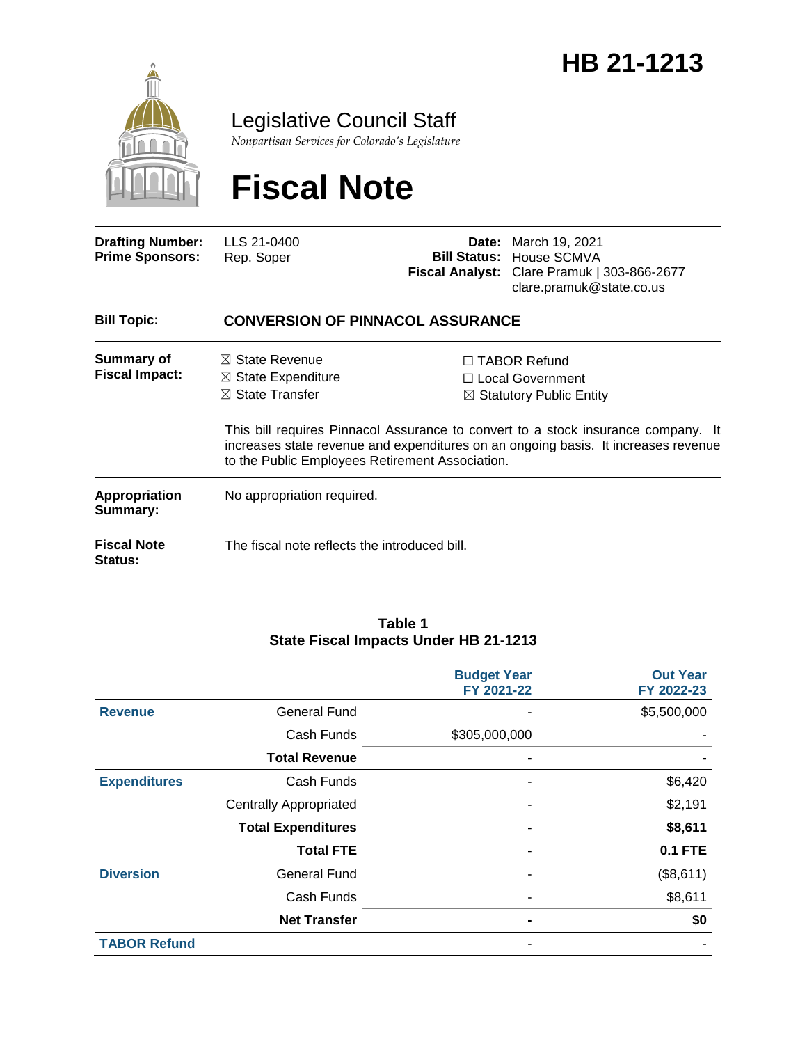# HB 21-1213

Legislative Council Staff

*Nonpartisan Services for Colorado's Legislature*

# Fiscal Note

| | | | |
|---|---|---|---|
| **Drafting Number:** | LLS 21-0400 | **Date:** | March 19, 2021 |
| **Prime Sponsors:** | Rep. Soper | **Bill Status:** | House SCMVA |
| | | **Fiscal Analyst:** | Clare Pramuk \| 303-866-2677<br>clare.pramuk@state.co.us |

**Bill Topic:** **CONVERSION OF PINNACOL ASSURANCE**

**Summary of Fiscal Impact:**

☒ State Revenue
☒ State Expenditure
☒ State Transfer
☐ TABOR Refund
☐ Local Government
☒ Statutory Public Entity

This bill requires Pinnacol Assurance to convert to a stock insurance company. It increases state revenue and expenditures on an ongoing basis. It increases revenue to the Public Employees Retirement Association.

**Appropriation Summary:** No appropriation required.

**Fiscal Note Status:** The fiscal note reflects the introduced bill.

**Table 1**
**State Fiscal Impacts Under HB 21-1213**

| | | Budget Year FY 2021-22 | Out Year FY 2022-23 |
|---|---|---|---|
| **Revenue** | General Fund | - | $5,500,000 |
| | Cash Funds | $305,000,000 | - |
| | **Total Revenue** | **-** | **-** |
| **Expenditures** | Cash Funds | - | $6,420 |
| | Centrally Appropriated | - | $2,191 |
| | **Total Expenditures** | **-** | **$8,611** |
| | **Total FTE** | **-** | **0.1 FTE** |
| **Diversion** | General Fund | - | ($8,611) |
| | Cash Funds | - | $8,611 |
| | **Net Transfer** | **-** | **$0** |
| **TABOR Refund** | | - | - |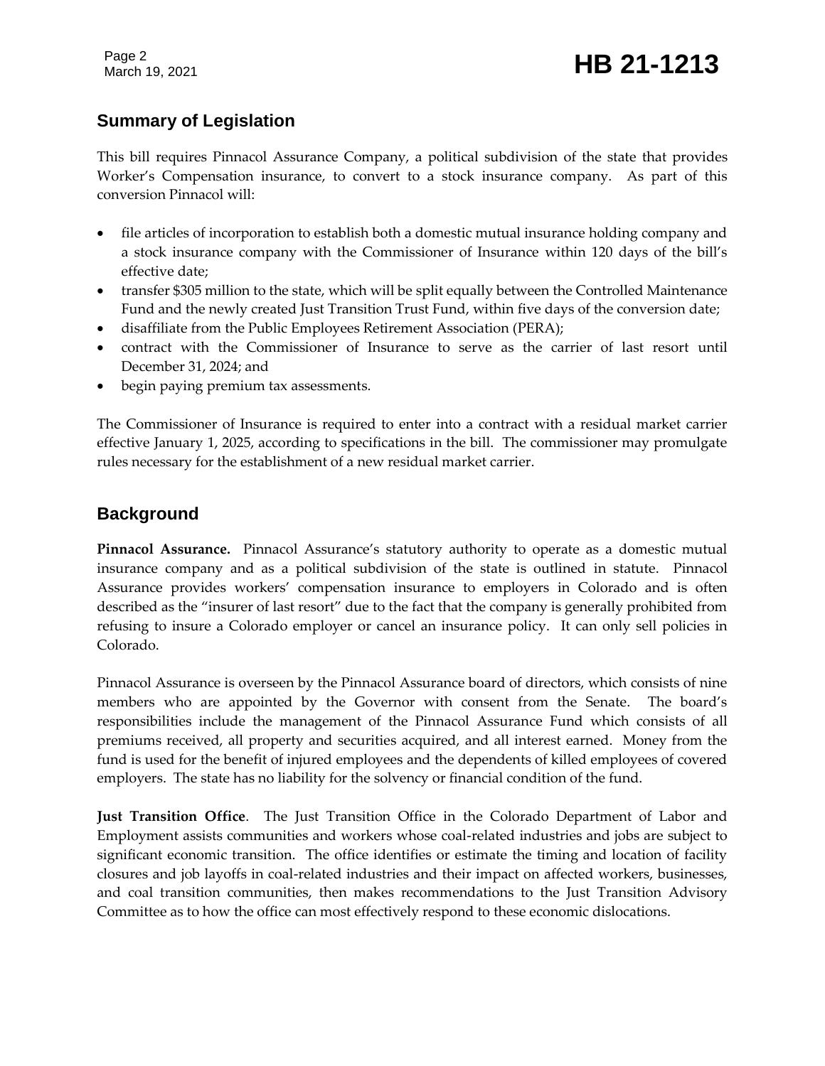## Summary of Legislation

This bill requires Pinnacol Assurance Company, a political subdivision of the state that provides Worker's Compensation insurance, to convert to a stock insurance company. As part of this conversion Pinnacol will:

- file articles of incorporation to establish both a domestic mutual insurance holding company and a stock insurance company with the Commissioner of Insurance within 120 days of the bill's effective date;
- transfer $305 million to the state, which will be split equally between the Controlled Maintenance Fund and the newly created Just Transition Trust Fund, within five days of the conversion date;
- disaffiliate from the Public Employees Retirement Association (PERA);
- contract with the Commissioner of Insurance to serve as the carrier of last resort until December 31, 2024; and
- begin paying premium tax assessments.

The Commissioner of Insurance is required to enter into a contract with a residual market carrier effective January 1, 2025, according to specifications in the bill. The commissioner may promulgate rules necessary for the establishment of a new residual market carrier.

## Background

**Pinnacol Assurance.** Pinnacol Assurance's statutory authority to operate as a domestic mutual insurance company and as a political subdivision of the state is outlined in statute. Pinnacol Assurance provides workers' compensation insurance to employers in Colorado and is often described as the "insurer of last resort" due to the fact that the company is generally prohibited from refusing to insure a Colorado employer or cancel an insurance policy. It can only sell policies in Colorado.

Pinnacol Assurance is overseen by the Pinnacol Assurance board of directors, which consists of nine members who are appointed by the Governor with consent from the Senate. The board's responsibilities include the management of the Pinnacol Assurance Fund which consists of all premiums received, all property and securities acquired, and all interest earned. Money from the fund is used for the benefit of injured employees and the dependents of killed employees of covered employers. The state has no liability for the solvency or financial condition of the fund.

**Just Transition Office**. The Just Transition Office in the Colorado Department of Labor and Employment assists communities and workers whose coal-related industries and jobs are subject to significant economic transition. The office identifies or estimate the timing and location of facility closures and job layoffs in coal-related industries and their impact on affected workers, businesses, and coal transition communities, then makes recommendations to the Just Transition Advisory Committee as to how the office can most effectively respond to these economic dislocations.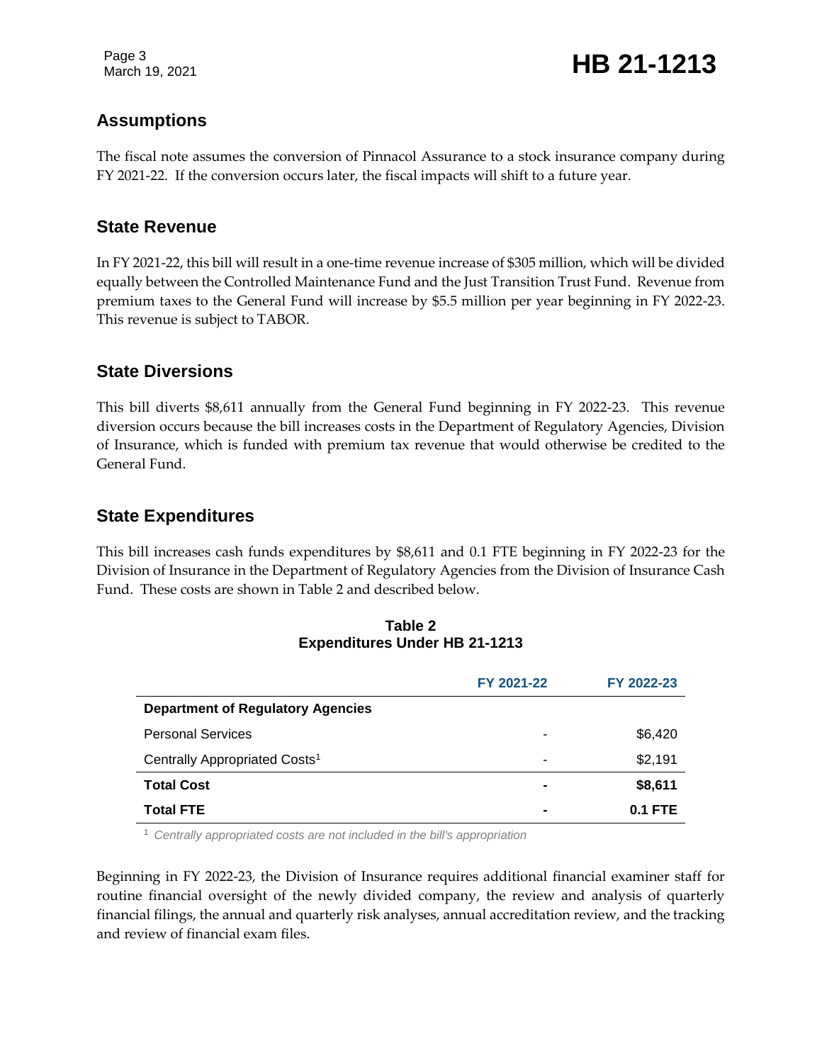## Assumptions

The fiscal note assumes the conversion of Pinnacol Assurance to a stock insurance company during FY 2021-22. If the conversion occurs later, the fiscal impacts will shift to a future year.

## State Revenue

In FY 2021-22, this bill will result in a one-time revenue increase of $305 million, which will be divided equally between the Controlled Maintenance Fund and the Just Transition Trust Fund. Revenue from premium taxes to the General Fund will increase by $5.5 million per year beginning in FY 2022-23. This revenue is subject to TABOR.

## State Diversions

This bill diverts $8,611 annually from the General Fund beginning in FY 2022-23. This revenue diversion occurs because the bill increases costs in the Department of Regulatory Agencies, Division of Insurance, which is funded with premium tax revenue that would otherwise be credited to the General Fund.

## State Expenditures

This bill increases cash funds expenditures by $8,611 and 0.1 FTE beginning in FY 2022-23 for the Division of Insurance in the Department of Regulatory Agencies from the Division of Insurance Cash Fund. These costs are shown in Table 2 and described below.

**Table 2**
**Expenditures Under HB 21-1213**

| | FY 2021-22 | FY 2022-23 |
|---|---|---|
| **Department of Regulatory Agencies** | | |
| Personal Services | - | $6,420 |
| Centrally Appropriated Costs[1] | - | $2,191 |
| **Total Cost** | **-** | **$8,611** |
| **Total FTE** | **-** | **0.1 FTE** |

[1] *Centrally appropriated costs are not included in the bill's appropriation*

Beginning in FY 2022-23, the Division of Insurance requires additional financial examiner staff for routine financial oversight of the newly divided company, the review and analysis of quarterly financial filings, the annual and quarterly risk analyses, annual accreditation review, and the tracking and review of financial exam files.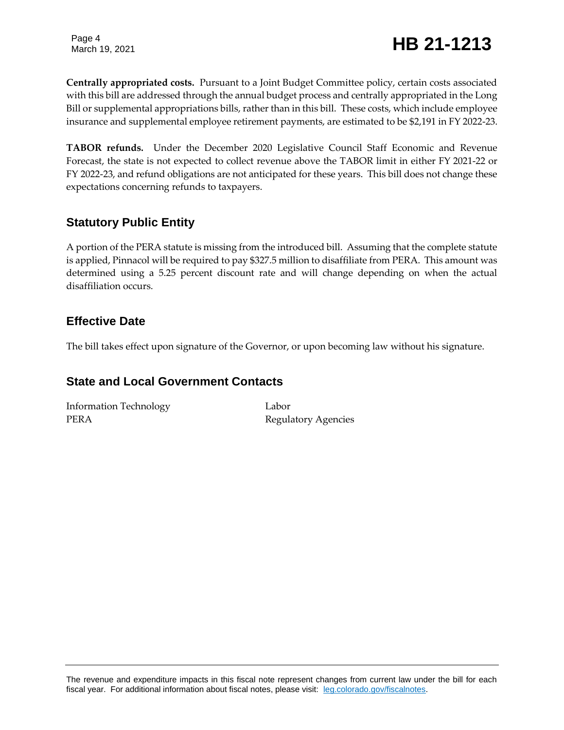**Centrally appropriated costs.** Pursuant to a Joint Budget Committee policy, certain costs associated with this bill are addressed through the annual budget process and centrally appropriated in the Long Bill or supplemental appropriations bills, rather than in this bill. These costs, which include employee insurance and supplemental employee retirement payments, are estimated to be $2,191 in FY 2022-23.

**TABOR refunds.** Under the December 2020 Legislative Council Staff Economic and Revenue Forecast, the state is not expected to collect revenue above the TABOR limit in either FY 2021-22 or FY 2022-23, and refund obligations are not anticipated for these years. This bill does not change these expectations concerning refunds to taxpayers.

## Statutory Public Entity

A portion of the PERA statute is missing from the introduced bill. Assuming that the complete statute is applied, Pinnacol will be required to pay $327.5 million to disaffiliate from PERA. This amount was determined using a 5.25 percent discount rate and will change depending on when the actual disaffiliation occurs.

## Effective Date

The bill takes effect upon signature of the Governor, or upon becoming law without his signature.

## State and Local Government Contacts

| | |
|---|---|
| Information Technology | Labor |
| PERA | Regulatory Agencies |

The revenue and expenditure impacts in this fiscal note represent changes from current law under the bill for each fiscal year. For additional information about fiscal notes, please visit: leg.colorado.gov/fiscalnotes.